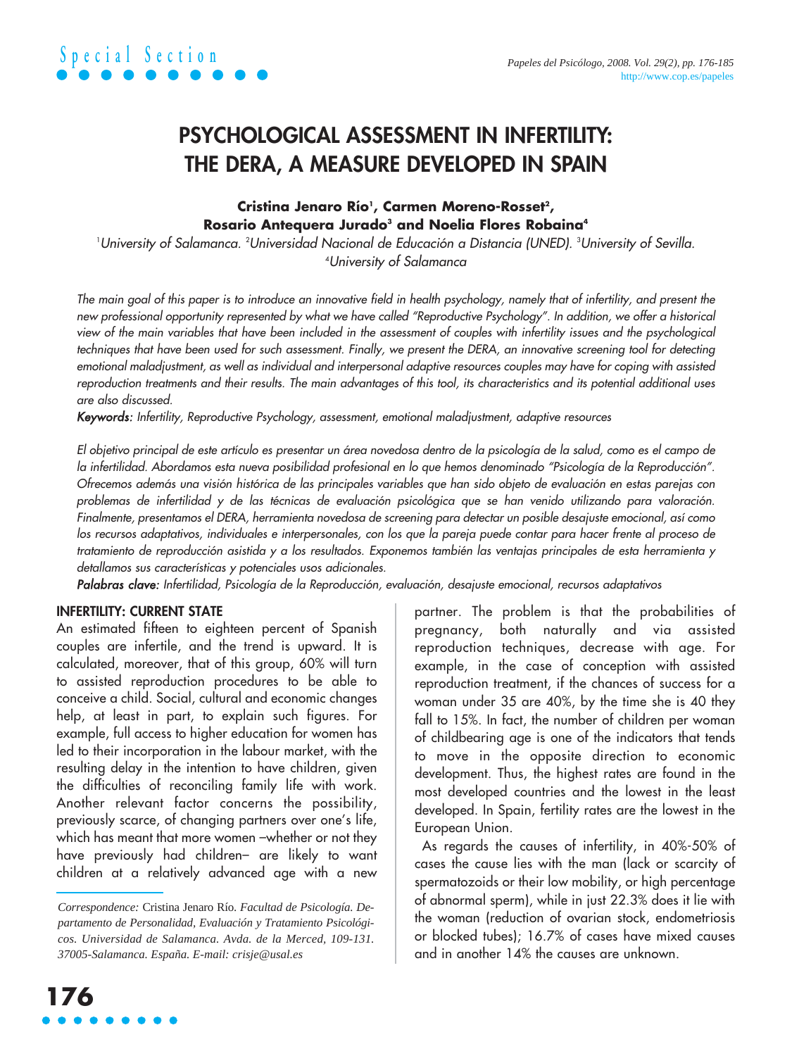Special Section

# PSYCHOLOGICAL ASSESSMENT IN INFERTILITY: THE DERA, A MEASURE DEVELOPED IN SPAIN

**Cristina Jenaro Río[1], Carmen Moreno-Rosset[2], Rosario Antequera Jurado[3] and Noelia Flores Robaina[4]**

[1]*University of Salamanca.* [2]*Universidad Nacional de Educación a Distancia (UNED).* [3]*University of Sevilla.* [4]*University of Salamanca*

*The main goal of this paper is to introduce an innovative field in health psychology, namely that of infertility, and present the new professional opportunity represented by what we have called "Reproductive Psychology". In addition, we offer a historical view of the main variables that have been included in the assessment of couples with infertility issues and the psychological techniques that have been used for such assessment. Finally, we present the DERA, an innovative screening tool for detecting emotional maladjustment, as well as individual and interpersonal adaptive resources couples may have for coping with assisted reproduction treatments and their results. The main advantages of this tool, its characteristics and its potential additional uses are also discussed.*

***Keywords:*** *Infertility, Reproductive Psychology, assessment, emotional maladjustment, adaptive resources*

*El objetivo principal de este artículo es presentar un área novedosa dentro de la psicología de la salud, como es el campo de la infertilidad. Abordamos esta nueva posibilidad profesional en lo que hemos denominado "Psicología de la Reproducción". Ofrecemos además una visión histórica de las principales variables que han sido objeto de evaluación en estas parejas con problemas de infertilidad y de las técnicas de evaluación psicológica que se han venido utilizando para valoración. Finalmente, presentamos el DERA, herramienta novedosa de screening para detectar un posible desajuste emocional, así como los recursos adaptativos, individuales e interpersonales, con los que la pareja puede contar para hacer frente al proceso de tratamiento de reproducción asistida y a los resultados. Exponemos también las ventajas principales de esta herramienta y detallamos sus características y potenciales usos adicionales.*

***Palabras clave:*** *Infertilidad, Psicología de la Reproducción, evaluación, desajuste emocional, recursos adaptativos*

## INFERTILITY: CURRENT STATE

An estimated fifteen to eighteen percent of Spanish couples are infertile, and the trend is upward. It is calculated, moreover, that of this group, 60% will turn to assisted reproduction procedures to be able to conceive a child. Social, cultural and economic changes help, at least in part, to explain such figures. For example, full access to higher education for women has led to their incorporation in the labour market, with the resulting delay in the intention to have children, given the difficulties of reconciling family life with work. Another relevant factor concerns the possibility, previously scarce, of changing partners over one's life, which has meant that more women –whether or not they have previously had children– are likely to want children at a relatively advanced age with a new partner. The problem is that the probabilities of pregnancy, both naturally and via assisted reproduction techniques, decrease with age. For example, in the case of conception with assisted reproduction treatment, if the chances of success for a woman under 35 are 40%, by the time she is 40 they fall to 15%. In fact, the number of children per woman of childbearing age is one of the indicators that tends to move in the opposite direction to economic development. Thus, the highest rates are found in the most developed countries and the lowest in the least developed. In Spain, fertility rates are the lowest in the European Union.

As regards the causes of infertility, in 40%-50% of cases the cause lies with the man (lack or scarcity of spermatozoids or their low mobility, or high percentage of abnormal sperm), while in just 22.3% does it lie with the woman (reduction of ovarian stock, endometriosis or blocked tubes); 16.7% of cases have mixed causes and in another 14% the causes are unknown.

*Correspondence:* Cristina Jenaro Río. *Facultad de Psicología. Departamento de Personalidad, Evaluación y Tratamiento Psicológicos. Universidad de Salamanca. Avda. de la Merced, 109-131. 37005-Salamanca. España. E-mail: crisje@usal.es*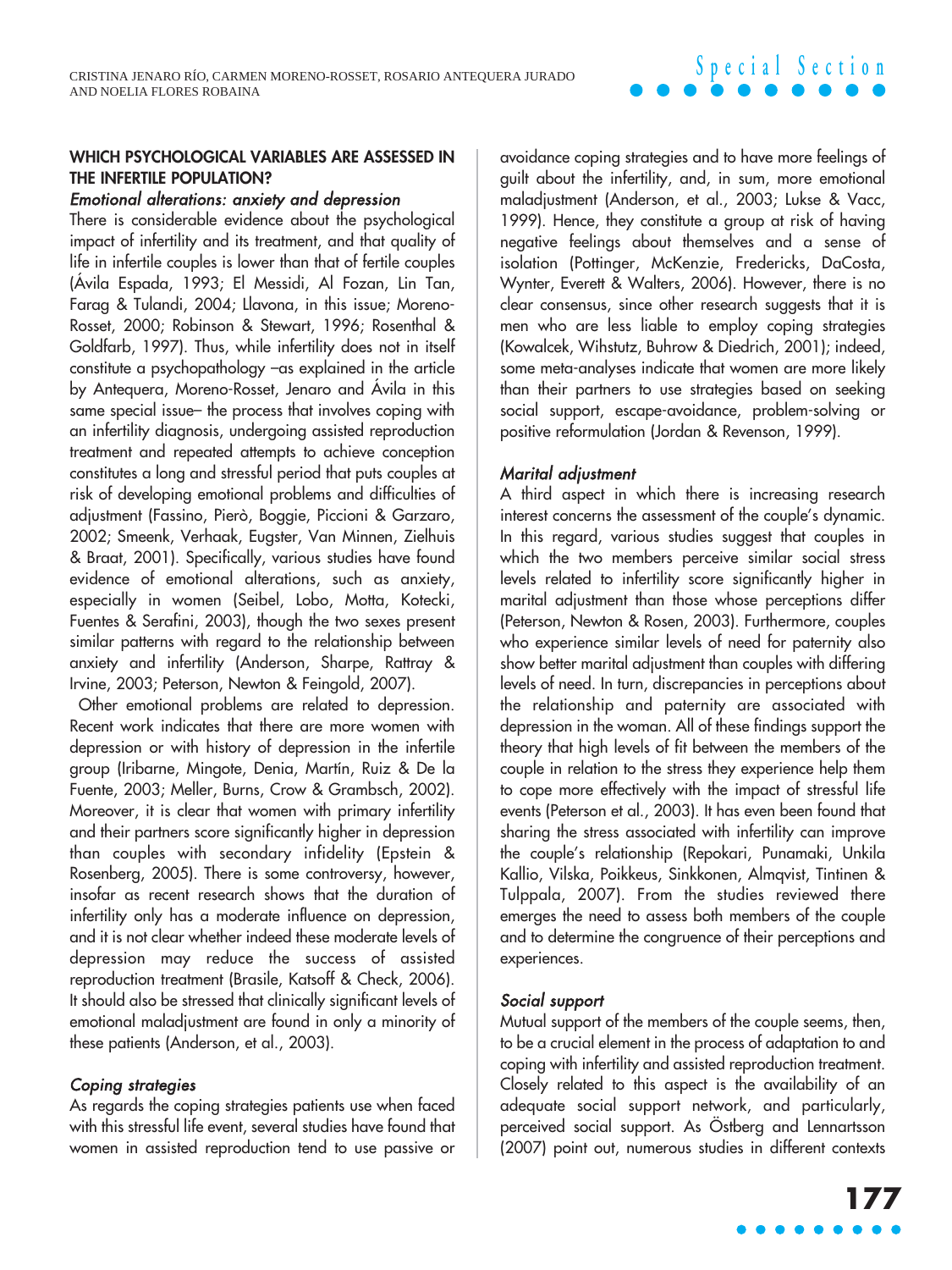## WHICH PSYCHOLOGICAL VARIABLES ARE ASSESSED IN THE INFERTILE POPULATION?

### *Emotional alterations: anxiety and depression*

There is considerable evidence about the psychological impact of infertility and its treatment, and that quality of life in infertile couples is lower than that of fertile couples (Ávila Espada, 1993; El Messidi, Al Fozan, Lin Tan, Farag & Tulandi, 2004; Llavona, in this issue; Moreno-Rosset, 2000; Robinson & Stewart, 1996; Rosenthal & Goldfarb, 1997). Thus, while infertility does not in itself constitute a psychopathology –as explained in the article by Antequera, Moreno-Rosset, Jenaro and Ávila in this same special issue– the process that involves coping with an infertility diagnosis, undergoing assisted reproduction treatment and repeated attempts to achieve conception constitutes a long and stressful period that puts couples at risk of developing emotional problems and difficulties of adjustment (Fassino, Pierò, Boggie, Piccioni & Garzaro, 2002; Smeenk, Verhaak, Eugster, Van Minnen, Zielhuis & Braat, 2001). Specifically, various studies have found evidence of emotional alterations, such as anxiety, especially in women (Seibel, Lobo, Motta, Kotecki, Fuentes & Serafini, 2003), though the two sexes present similar patterns with regard to the relationship between anxiety and infertility (Anderson, Sharpe, Rattray & Irvine, 2003; Peterson, Newton & Feingold, 2007).

Other emotional problems are related to depression. Recent work indicates that there are more women with depression or with history of depression in the infertile group (Iribarne, Mingote, Denia, Martín, Ruiz & De la Fuente, 2003; Meller, Burns, Crow & Grambsch, 2002). Moreover, it is clear that women with primary infertility and their partners score significantly higher in depression than couples with secondary infidelity (Epstein & Rosenberg, 2005). There is some controversy, however, insofar as recent research shows that the duration of infertility only has a moderate influence on depression, and it is not clear whether indeed these moderate levels of depression may reduce the success of assisted reproduction treatment (Brasile, Katsoff & Check, 2006). It should also be stressed that clinically significant levels of emotional maladjustment are found in only a minority of these patients (Anderson, et al., 2003).

### *Coping strategies*

As regards the coping strategies patients use when faced with this stressful life event, several studies have found that women in assisted reproduction tend to use passive or avoidance coping strategies and to have more feelings of guilt about the infertility, and, in sum, more emotional maladjustment (Anderson, et al., 2003; Lukse & Vacc, 1999). Hence, they constitute a group at risk of having negative feelings about themselves and a sense of isolation (Pottinger, McKenzie, Fredericks, DaCosta, Wynter, Everett & Walters, 2006). However, there is no clear consensus, since other research suggests that it is men who are less liable to employ coping strategies (Kowalcek, Wihstutz, Buhrow & Diedrich, 2001); indeed, some meta-analyses indicate that women are more likely than their partners to use strategies based on seeking social support, escape-avoidance, problem-solving or positive reformulation (Jordan & Revenson, 1999).

### *Marital adjustment*

A third aspect in which there is increasing research interest concerns the assessment of the couple's dynamic. In this regard, various studies suggest that couples in which the two members perceive similar social stress levels related to infertility score significantly higher in marital adjustment than those whose perceptions differ (Peterson, Newton & Rosen, 2003). Furthermore, couples who experience similar levels of need for paternity also show better marital adjustment than couples with differing levels of need. In turn, discrepancies in perceptions about the relationship and paternity are associated with depression in the woman. All of these findings support the theory that high levels of fit between the members of the couple in relation to the stress they experience help them to cope more effectively with the impact of stressful life events (Peterson et al., 2003). It has even been found that sharing the stress associated with infertility can improve the couple's relationship (Repokari, Punamaki, Unkila Kallio, Vilska, Poikkeus, Sinkkonen, Almqvist, Tintinen & Tulppala, 2007). From the studies reviewed there emerges the need to assess both members of the couple and to determine the congruence of their perceptions and experiences.

### *Social support*

Mutual support of the members of the couple seems, then, to be a crucial element in the process of adaptation to and coping with infertility and assisted reproduction treatment. Closely related to this aspect is the availability of an adequate social support network, and particularly, perceived social support. As Östberg and Lennartsson (2007) point out, numerous studies in different contexts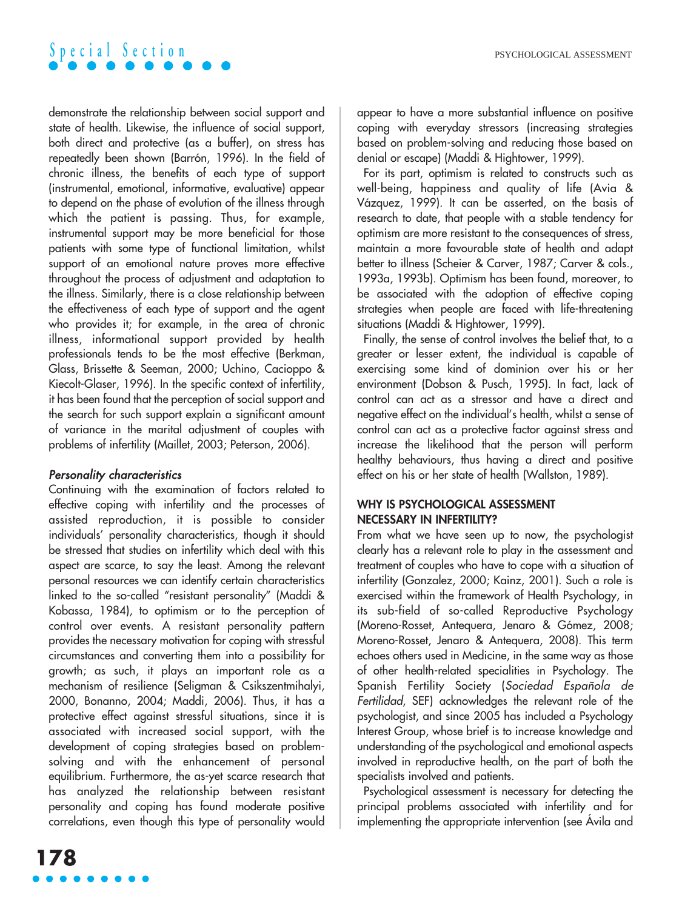demonstrate the relationship between social support and state of health. Likewise, the influence of social support, both direct and protective (as a buffer), on stress has repeatedly been shown (Barrón, 1996). In the field of chronic illness, the benefits of each type of support (instrumental, emotional, informative, evaluative) appear to depend on the phase of evolution of the illness through which the patient is passing. Thus, for example, instrumental support may be more beneficial for those patients with some type of functional limitation, whilst support of an emotional nature proves more effective throughout the process of adjustment and adaptation to the illness. Similarly, there is a close relationship between the effectiveness of each type of support and the agent who provides it; for example, in the area of chronic illness, informational support provided by health professionals tends to be the most effective (Berkman, Glass, Brissette & Seeman, 2000; Uchino, Cacioppo & Kiecolt-Glaser, 1996). In the specific context of infertility, it has been found that the perception of social support and the search for such support explain a significant amount of variance in the marital adjustment of couples with problems of infertility (Maillet, 2003; Peterson, 2006).

### *Personality characteristics*

Continuing with the examination of factors related to effective coping with infertility and the processes of assisted reproduction, it is possible to consider individuals' personality characteristics, though it should be stressed that studies on infertility which deal with this aspect are scarce, to say the least. Among the relevant personal resources we can identify certain characteristics linked to the so-called "resistant personality" (Maddi & Kobassa, 1984), to optimism or to the perception of control over events. A resistant personality pattern provides the necessary motivation for coping with stressful circumstances and converting them into a possibility for growth; as such, it plays an important role as a mechanism of resilience (Seligman & Csikszentmihalyi, 2000, Bonanno, 2004; Maddi, 2006). Thus, it has a protective effect against stressful situations, since it is associated with increased social support, with the development of coping strategies based on problem-solving and with the enhancement of personal equilibrium. Furthermore, the as-yet scarce research that has analyzed the relationship between resistant personality and coping has found moderate positive correlations, even though this type of personality would appear to have a more substantial influence on positive coping with everyday stressors (increasing strategies based on problem-solving and reducing those based on denial or escape) (Maddi & Hightower, 1999).

For its part, optimism is related to constructs such as well-being, happiness and quality of life (Avia & Vázquez, 1999). It can be asserted, on the basis of research to date, that people with a stable tendency for optimism are more resistant to the consequences of stress, maintain a more favourable state of health and adapt better to illness (Scheier & Carver, 1987; Carver & cols., 1993a, 1993b). Optimism has been found, moreover, to be associated with the adoption of effective coping strategies when people are faced with life-threatening situations (Maddi & Hightower, 1999).

Finally, the sense of control involves the belief that, to a greater or lesser extent, the individual is capable of exercising some kind of dominion over his or her environment (Dobson & Pusch, 1995). In fact, lack of control can act as a stressor and have a direct and negative effect on the individual's health, whilst a sense of control can act as a protective factor against stress and increase the likelihood that the person will perform healthy behaviours, thus having a direct and positive effect on his or her state of health (Wallston, 1989).

## WHY IS PSYCHOLOGICAL ASSESSMENT NECESSARY IN INFERTILITY?

From what we have seen up to now, the psychologist clearly has a relevant role to play in the assessment and treatment of couples who have to cope with a situation of infertility (Gonzalez, 2000; Kainz, 2001). Such a role is exercised within the framework of Health Psychology, in its sub-field of so-called Reproductive Psychology (Moreno-Rosset, Antequera, Jenaro & Gómez, 2008; Moreno-Rosset, Jenaro & Antequera, 2008). This term echoes others used in Medicine, in the same way as those of other health-related specialities in Psychology. The Spanish Fertility Society (*Sociedad Española de Fertilidad*, SEF) acknowledges the relevant role of the psychologist, and since 2005 has included a Psychology Interest Group, whose brief is to increase knowledge and understanding of the psychological and emotional aspects involved in reproductive health, on the part of both the specialists involved and patients.

Psychological assessment is necessary for detecting the principal problems associated with infertility and for implementing the appropriate intervention (see Ávila and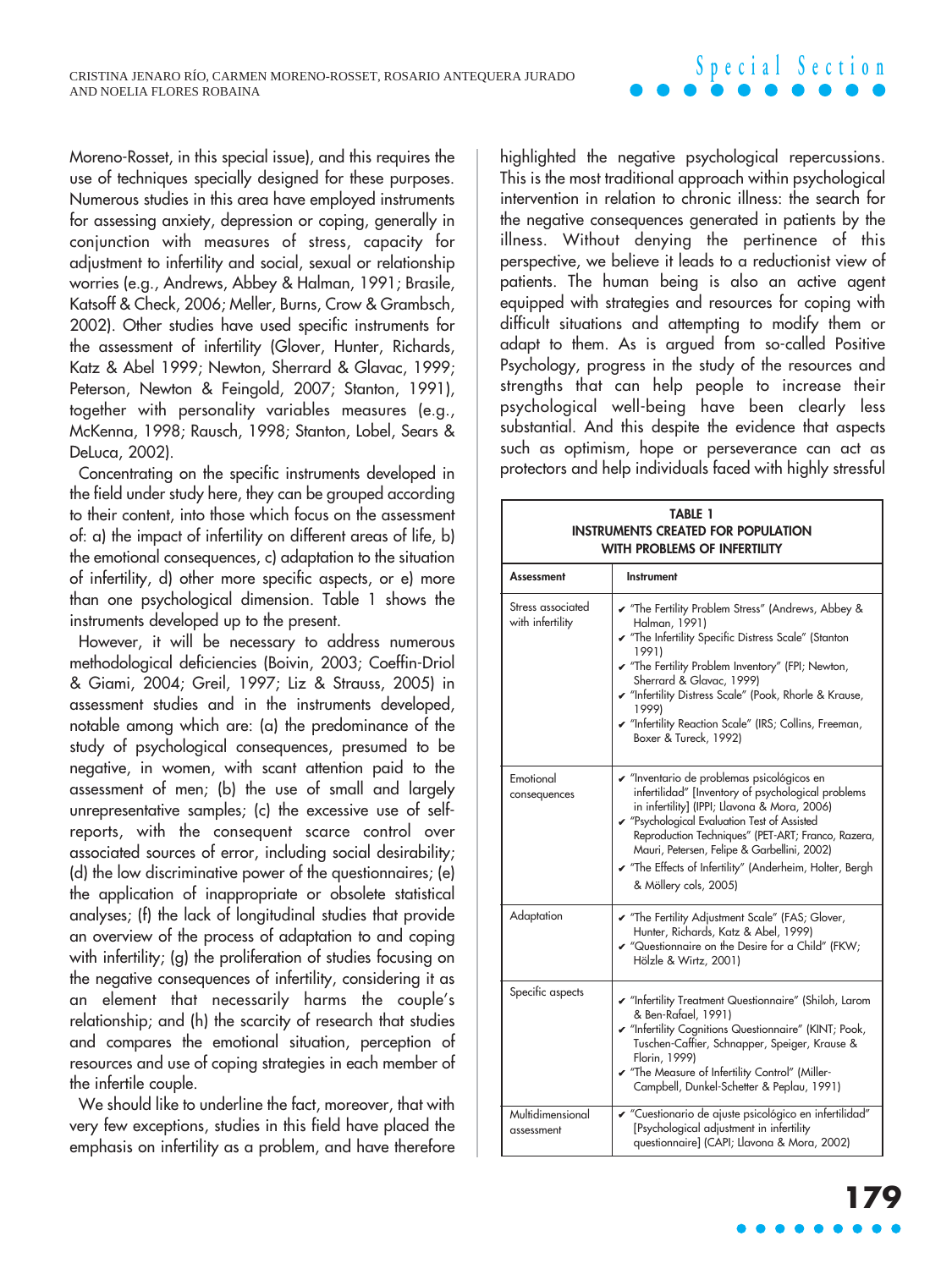Moreno-Rosset, in this special issue), and this requires the use of techniques specially designed for these purposes. Numerous studies in this area have employed instruments for assessing anxiety, depression or coping, generally in conjunction with measures of stress, capacity for adjustment to infertility and social, sexual or relationship worries (e.g., Andrews, Abbey & Halman, 1991; Brasile, Katsoff & Check, 2006; Meller, Burns, Crow & Grambsch, 2002). Other studies have used specific instruments for the assessment of infertility (Glover, Hunter, Richards, Katz & Abel 1999; Newton, Sherrard & Glavac, 1999; Peterson, Newton & Feingold, 2007; Stanton, 1991), together with personality variables measures (e.g., McKenna, 1998; Rausch, 1998; Stanton, Lobel, Sears & DeLuca, 2002).

Concentrating on the specific instruments developed in the field under study here, they can be grouped according to their content, into those which focus on the assessment of: a) the impact of infertility on different areas of life, b) the emotional consequences, c) adaptation to the situation of infertility, d) other more specific aspects, or e) more than one psychological dimension. Table 1 shows the instruments developed up to the present.

However, it will be necessary to address numerous methodological deficiencies (Boivin, 2003; Coeffin-Driol & Giami, 2004; Greil, 1997; Liz & Strauss, 2005) in assessment studies and in the instruments developed, notable among which are: (a) the predominance of the study of psychological consequences, presumed to be negative, in women, with scant attention paid to the assessment of men; (b) the use of small and largely unrepresentative samples; (c) the excessive use of self-reports, with the consequent scarce control over associated sources of error, including social desirability; (d) the low discriminative power of the questionnaires; (e) the application of inappropriate or obsolete statistical analyses; (f) the lack of longitudinal studies that provide an overview of the process of adaptation to and coping with infertility; (g) the proliferation of studies focusing on the negative consequences of infertility, considering it as an element that necessarily harms the couple's relationship; and (h) the scarcity of research that studies and compares the emotional situation, perception of resources and use of coping strategies in each member of the infertile couple.

We should like to underline the fact, moreover, that with very few exceptions, studies in this field have placed the emphasis on infertility as a problem, and have therefore highlighted the negative psychological repercussions. This is the most traditional approach within psychological intervention in relation to chronic illness: the search for the negative consequences generated in patients by the illness. Without denying the pertinence of this perspective, we believe it leads to a reductionist view of patients. The human being is also an active agent equipped with strategies and resources for coping with difficult situations and attempting to modify them or adapt to them. As is argued from so-called Positive Psychology, progress in the study of the resources and strengths that can help people to increase their psychological well-being have been clearly less substantial. And this despite the evidence that aspects such as optimism, hope or perseverance can act as protectors and help individuals faced with highly stressful

**TABLE 1**
**INSTRUMENTS CREATED FOR POPULATION WITH PROBLEMS OF INFERTILITY**

| Assessment | Instrument |
|---|---|
| Stress associated with infertility | ✔ "The Fertility Problem Stress" (Andrews, Abbey & Halman, 1991)<br>✔ "The Infertility Specific Distress Scale" (Stanton 1991)<br>✔ "The Fertility Problem Inventory" (FPI; Newton, Sherrard & Glavac, 1999)<br>✔ "Infertility Distress Scale" (Pook, Rhorle & Krause, 1999)<br>✔ "Infertility Reaction Scale" (IRS; Collins, Freeman, Boxer & Tureck, 1992) |
| Emotional consequences | ✔ "Inventario de problemas psicológicos en infertilidad" [Inventory of psychological problems in infertility] (IPPI; Llavona & Mora, 2006)<br>✔ "Psychological Evaluation Test of Assisted Reproduction Techniques" (PET-ART; Franco, Razera, Mauri, Petersen, Felipe & Garbellini, 2002)<br>✔ "The Effects of Infertility" (Anderheim, Holter, Bergh & Möllery cols, 2005) |
| Adaptation | ✔ "The Fertility Adjustment Scale" (FAS; Glover, Hunter, Richards, Katz & Abel, 1999)<br>✔ "Questionnaire on the Desire for a Child" (FKW; Hölzle & Wirtz, 2001) |
| Specific aspects | ✔ "Infertility Treatment Questionnaire" (Shiloh, Larom & Ben-Rafael, 1991)<br>✔ "Infertility Cognitions Questionnaire" (KINT; Pook, Tuschen-Caffier, Schnapper, Speiger, Krause & Florin, 1999)<br>✔ "The Measure of Infertility Control" (Miller-Campbell, Dunkel-Schetter & Peplau, 1991) |
| Multidimensional assessment | ✔ "Cuestionario de ajuste psicológico en infertilidad" [Psychological adjustment in infertility questionnaire] (CAPI; Llavona & Mora, 2002) |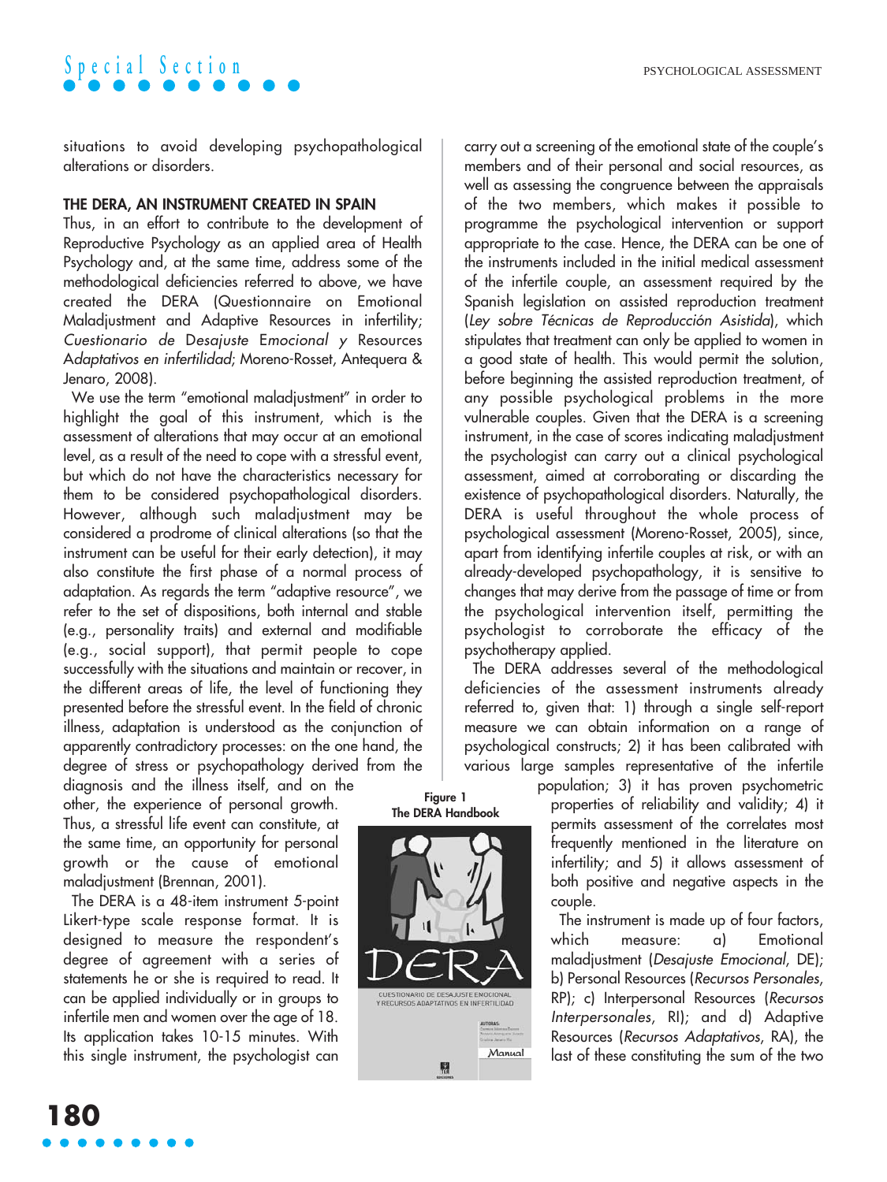situations to avoid developing psychopathological alterations or disorders.

## THE DERA, AN INSTRUMENT CREATED IN SPAIN

Thus, in an effort to contribute to the development of Reproductive Psychology as an applied area of Health Psychology and, at the same time, address some of the methodological deficiencies referred to above, we have created the DERA (Questionnaire on Emotional Maladjustment and Adaptive Resources in infertility; *Cuestionario de* Desajuste Emocional *y* Resources Adaptativos *en infertilidad*; Moreno-Rosset, Antequera & Jenaro, 2008).

We use the term "emotional maladjustment" in order to highlight the goal of this instrument, which is the assessment of alterations that may occur at an emotional level, as a result of the need to cope with a stressful event, but which do not have the characteristics necessary for them to be considered psychopathological disorders. However, although such maladjustment may be considered a prodrome of clinical alterations (so that the instrument can be useful for their early detection), it may also constitute the first phase of a normal process of adaptation. As regards the term "adaptive resource", we refer to the set of dispositions, both internal and stable (e.g., personality traits) and external and modifiable (e.g., social support), that permit people to cope successfully with the situations and maintain or recover, in the different areas of life, the level of functioning they presented before the stressful event. In the field of chronic illness, adaptation is understood as the conjunction of apparently contradictory processes: on the one hand, the degree of stress or psychopathology derived from the diagnosis and the illness itself, and on the other, the experience of personal growth. Thus, a stressful life event can constitute, at the same time, an opportunity for personal growth or the cause of emotional maladjustment (Brennan, 2001).

The DERA is a 48-item instrument 5-point Likert-type scale response format. It is designed to measure the respondent's degree of agreement with a series of statements he or she is required to read. It can be applied individually or in groups to infertile men and women over the age of 18. Its application takes 10-15 minutes. With this single instrument, the psychologist can carry out a screening of the emotional state of the couple's members and of their personal and social resources, as well as assessing the congruence between the appraisals of the two members, which makes it possible to programme the psychological intervention or support appropriate to the case. Hence, the DERA can be one of the instruments included in the initial medical assessment of the infertile couple, an assessment required by the Spanish legislation on assisted reproduction treatment (*Ley sobre Técnicas de Reproducción Asistida*), which stipulates that treatment can only be applied to women in a good state of health. This would permit the solution, before beginning the assisted reproduction treatment, of any possible psychological problems in the more vulnerable couples. Given that the DERA is a screening instrument, in the case of scores indicating maladjustment the psychologist can carry out a clinical psychological assessment, aimed at corroborating or discarding the existence of psychopathological disorders. Naturally, the DERA is useful throughout the whole process of psychological assessment (Moreno-Rosset, 2005), since, apart from identifying infertile couples at risk, or with an already-developed psychopathology, it is sensitive to changes that may derive from the passage of time or from the psychological intervention itself, permitting the psychologist to corroborate the efficacy of the psychotherapy applied.

**Figure 1**
**The DERA Handbook**

The DERA addresses several of the methodological deficiencies of the assessment instruments already referred to, given that: 1) through a single self-report measure we can obtain information on a range of psychological constructs; 2) it has been calibrated with various large samples representative of the infertile population; 3) it has proven psychometric properties of reliability and validity; 4) it permits assessment of the correlates most frequently mentioned in the literature on infertility; and 5) it allows assessment of both positive and negative aspects in the couple.

The instrument is made up of four factors, which measure: a) Emotional maladjustment (*Desajuste Emocional*, DE); b) Personal Resources (*Recursos Personales*, RP); c) Interpersonal Resources (*Recursos Interpersonales*, RI); and d) Adaptive Resources (*Recursos Adaptativos*, RA), the last of these constituting the sum of the two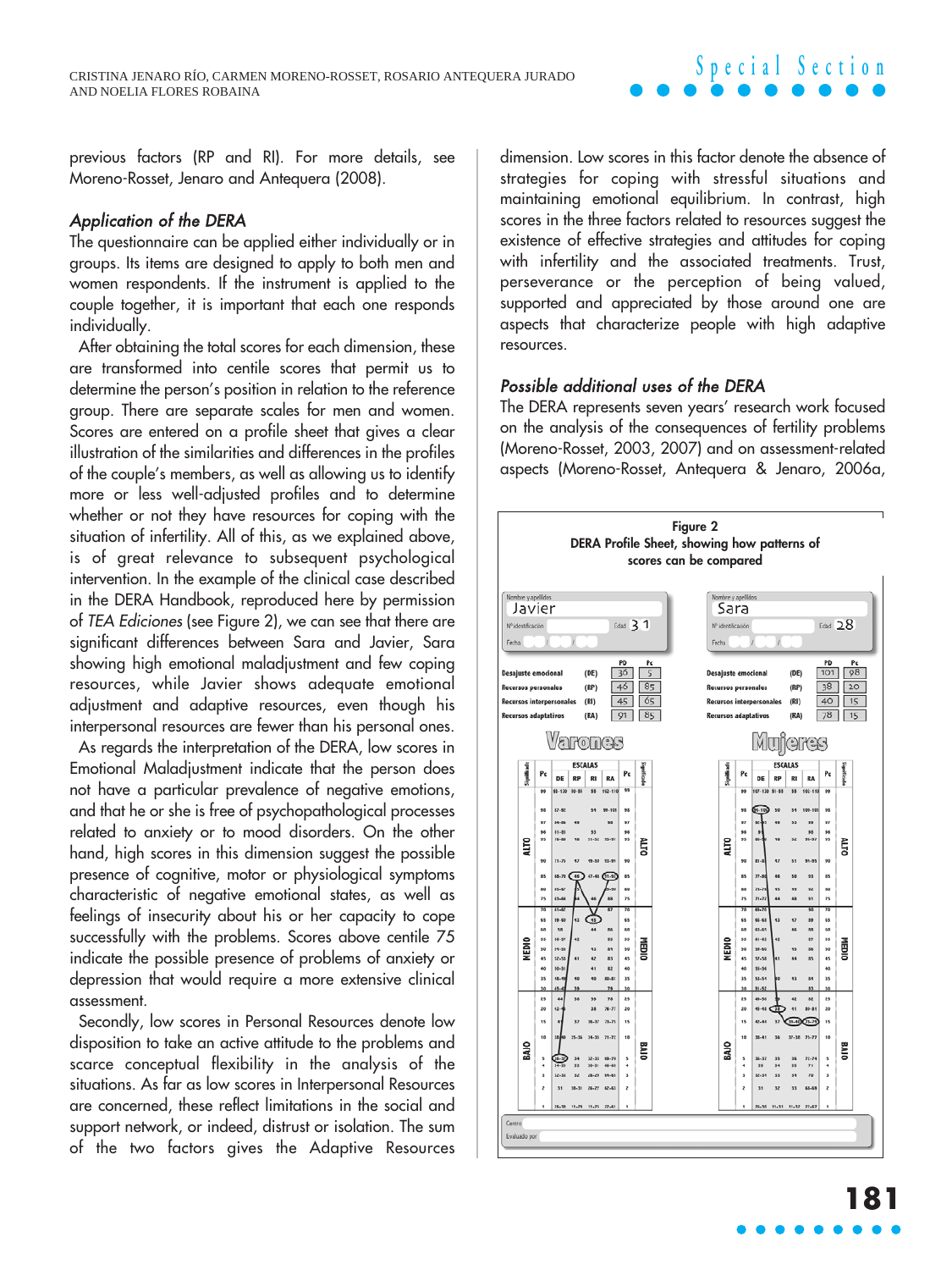previous factors (RP and RI). For more details, see Moreno-Rosset, Jenaro and Antequera (2008).

### *Application of the DERA*

The questionnaire can be applied either individually or in groups. Its items are designed to apply to both men and women respondents. If the instrument is applied to the couple together, it is important that each one responds individually.

After obtaining the total scores for each dimension, these are transformed into centile scores that permit us to determine the person's position in relation to the reference group. There are separate scales for men and women. Scores are entered on a profile sheet that gives a clear illustration of the similarities and differences in the profiles of the couple's members, as well as allowing us to identify more or less well-adjusted profiles and to determine whether or not they have resources for coping with the situation of infertility. All of this, as we explained above, is of great relevance to subsequent psychological intervention. In the example of the clinical case described in the DERA Handbook, reproduced here by permission of *TEA Ediciones* (see Figure 2), we can see that there are significant differences between Sara and Javier, Sara showing high emotional maladjustment and few coping resources, while Javier shows adequate emotional adjustment and adaptive resources, even though his interpersonal resources are fewer than his personal ones.

As regards the interpretation of the DERA, low scores in Emotional Maladjustment indicate that the person does not have a particular prevalence of negative emotions, and that he or she is free of psychopathological processes related to anxiety or to mood disorders. On the other hand, high scores in this dimension suggest the possible presence of cognitive, motor or physiological symptoms characteristic of negative emotional states, as well as feelings of insecurity about his or her capacity to cope successfully with the problems. Scores above centile 75 indicate the possible presence of problems of anxiety or depression that would require a more extensive clinical assessment.

Secondly, low scores in Personal Resources denote low disposition to take an active attitude to the problems and scarce conceptual flexibility in the analysis of the situations. As far as low scores in Interpersonal Resources are concerned, these reflect limitations in the social and support network, or indeed, distrust or isolation. The sum of the two factors gives the Adaptive Resources dimension. Low scores in this factor denote the absence of strategies for coping with stressful situations and maintaining emotional equilibrium. In contrast, high scores in the three factors related to resources suggest the existence of effective strategies and attitudes for coping with infertility and the associated treatments. Trust, perseverance or the perception of being valued, supported and appreciated by those around one are aspects that characterize people with high adaptive resources.

### *Possible additional uses of the DERA*

The DERA represents seven years' research work focused on the analysis of the consequences of fertility problems (Moreno-Rosset, 2003, 2007) and on assessment-related aspects (Moreno-Rosset, Antequera & Jenaro, 2006a,

**Figure 2**
**DERA Profile Sheet, showing how patterns of scores can be compared**

| Javier (Edad 31) | | PD | Pc |
|---|---|---|---|
| Desajuste emocional | (DE) | 36 | 5 |
| Recursos personales | (RP) | 46 | 85 |
| Recursos interpersonales | (RI) | 45 | 65 |
| Recursos adaptativos | (RA) | 91 | 85 |

| Sara (Edad 28) | | PD | Pc |
|---|---|---|---|
| Desajuste emocional | (DE) | 101 | 98 |
| Recursos personales | (RP) | 38 | 20 |
| Recursos interpersonales | (RI) | 40 | 15 |
| Recursos adaptativos | (RA) | 78 | 15 |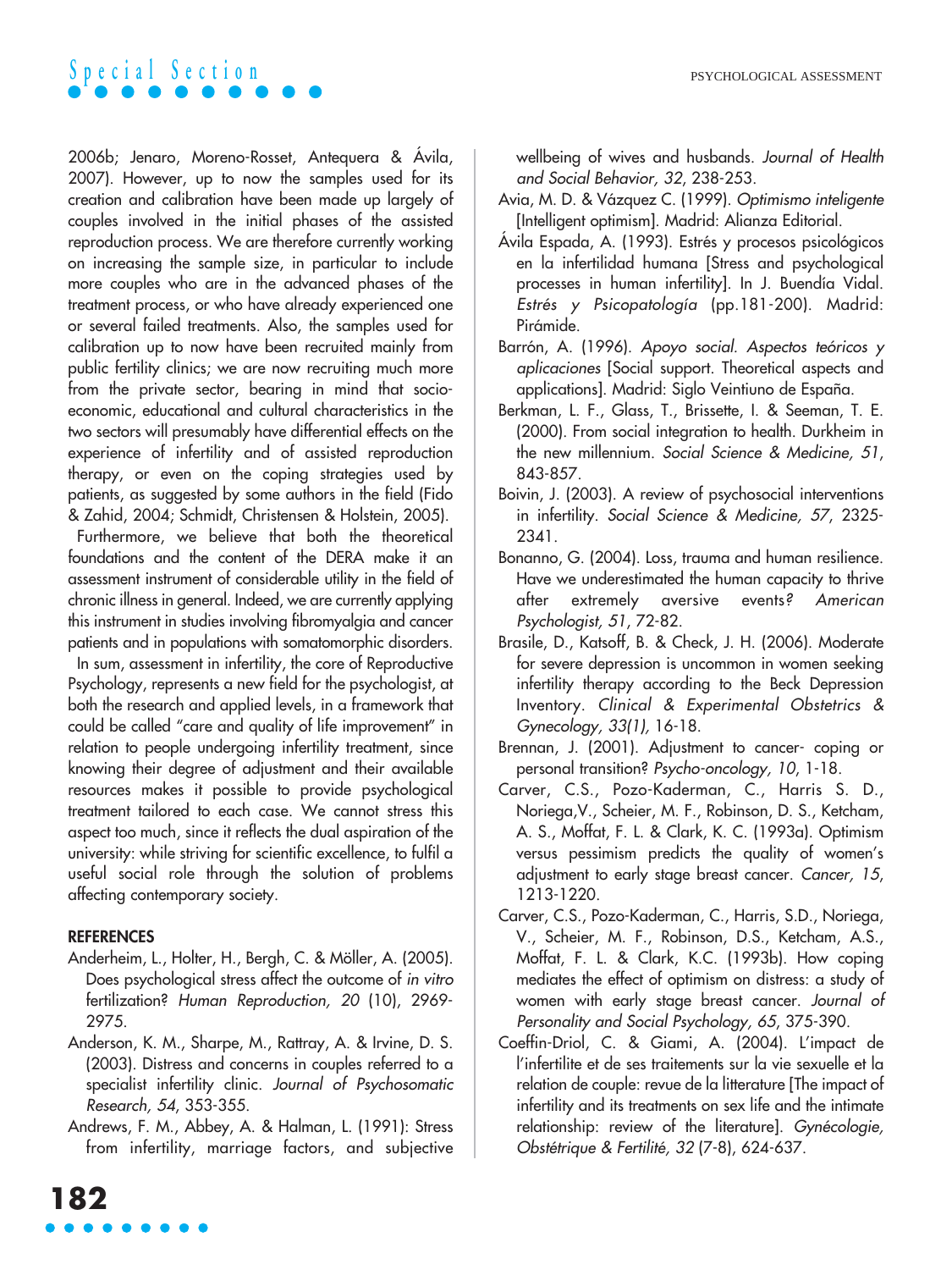2006b; Jenaro, Moreno-Rosset, Antequera & Ávila, 2007). However, up to now the samples used for its creation and calibration have been made up largely of couples involved in the initial phases of the assisted reproduction process. We are therefore currently working on increasing the sample size, in particular to include more couples who are in the advanced phases of the treatment process, or who have already experienced one or several failed treatments. Also, the samples used for calibration up to now have been recruited mainly from public fertility clinics; we are now recruiting much more from the private sector, bearing in mind that socio-economic, educational and cultural characteristics in the two sectors will presumably have differential effects on the experience of infertility and of assisted reproduction therapy, or even on the coping strategies used by patients, as suggested by some authors in the field (Fido & Zahid, 2004; Schmidt, Christensen & Holstein, 2005).

Furthermore, we believe that both the theoretical foundations and the content of the DERA make it an assessment instrument of considerable utility in the field of chronic illness in general. Indeed, we are currently applying this instrument in studies involving fibromyalgia and cancer patients and in populations with somatomorphic disorders.

In sum, assessment in infertility, the core of Reproductive Psychology, represents a new field for the psychologist, at both the research and applied levels, in a framework that could be called "care and quality of life improvement" in relation to people undergoing infertility treatment, since knowing their degree of adjustment and their available resources makes it possible to provide psychological treatment tailored to each case. We cannot stress this aspect too much, since it reflects the dual aspiration of the university: while striving for scientific excellence, to fulfil a useful social role through the solution of problems affecting contemporary society.

## REFERENCES

Anderheim, L., Holter, H., Bergh, C. & Möller, A. (2005). Does psychological stress affect the outcome of *in vitro* fertilization? *Human Reproduction, 20* (10), 2969-2975.

Anderson, K. M., Sharpe, M., Rattray, A. & Irvine, D. S. (2003). Distress and concerns in couples referred to a specialist infertility clinic. *Journal of Psychosomatic Research, 54*, 353-355.

Andrews, F. M., Abbey, A. & Halman, L. (1991): Stress from infertility, marriage factors, and subjective wellbeing of wives and husbands. *Journal of Health and Social Behavior, 32*, 238-253.

Avia, M. D. & Vázquez C. (1999). *Optimismo inteligente* [Intelligent optimism]. Madrid: Alianza Editorial.

Ávila Espada, A. (1993). Estrés y procesos psicológicos en la infertilidad humana [Stress and psychological processes in human infertility]. In J. Buendía Vidal. *Estrés y Psicopatología* (pp.181-200). Madrid: Pirámide.

Barrón, A. (1996). *Apoyo social. Aspectos teóricos y aplicaciones* [Social support. Theoretical aspects and applications]. Madrid: Siglo Veintiuno de España.

Berkman, L. F., Glass, T., Brissette, I. & Seeman, T. E. (2000). From social integration to health. Durkheim in the new millennium. *Social Science & Medicine, 51*, 843-857.

Boivin, J. (2003). A review of psychosocial interventions in infertility. *Social Science & Medicine, 57*, 2325-2341.

Bonanno, G. (2004). Loss, trauma and human resilience. Have we underestimated the human capacity to thrive after extremely aversive events? *American Psychologist, 51*, 72-82.

Brasile, D., Katsoff, B. & Check, J. H. (2006). Moderate for severe depression is uncommon in women seeking infertility therapy according to the Beck Depression Inventory. *Clinical & Experimental Obstetrics & Gynecology, 33(1)*, 16-18.

Brennan, J. (2001). Adjustment to cancer- coping or personal transition? *Psycho-oncology, 10*, 1-18.

Carver, C.S., Pozo-Kaderman, C., Harris S. D., Noriega,V., Scheier, M. F., Robinson, D. S., Ketcham, A. S., Moffat, F. L. & Clark, K. C. (1993a). Optimism versus pessimism predicts the quality of women's adjustment to early stage breast cancer. *Cancer, 15*, 1213-1220.

Carver, C.S., Pozo-Kaderman, C., Harris, S.D., Noriega, V., Scheier, M. F., Robinson, D.S., Ketcham, A.S., Moffat, F. L. & Clark, K.C. (1993b). How coping mediates the effect of optimism on distress: a study of women with early stage breast cancer. *Journal of Personality and Social Psychology, 65*, 375-390.

Coeffin-Driol, C. & Giami, A. (2004). L'impact de l'infertilite et de ses traitements sur la vie sexuelle et la relation de couple: revue de la litterature [The impact of infertility and its treatments on sex life and the intimate relationship: review of the literature]. *Gynécologie, Obstétrique & Fertilité, 32* (7-8), 624-637.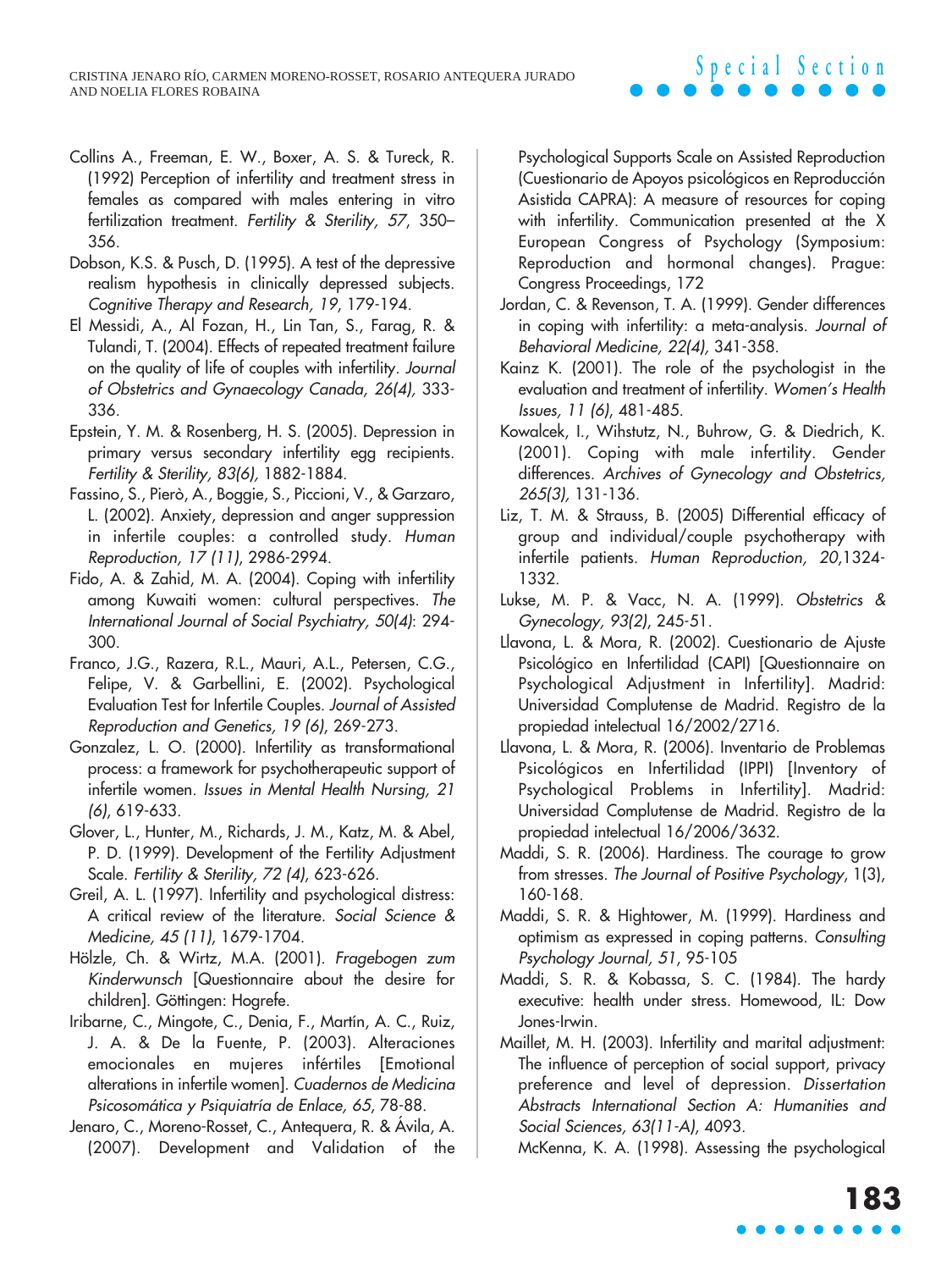Collins A., Freeman, E. W., Boxer, A. S. & Tureck, R. (1992) Perception of infertility and treatment stress in females as compared with males entering in vitro fertilization treatment. *Fertility & Sterility, 57*, 350–356.

Dobson, K.S. & Pusch, D. (1995). A test of the depressive realism hypothesis in clinically depressed subjects. *Cognitive Therapy and Research, 19*, 179-194.

El Messidi, A., Al Fozan, H., Lin Tan, S., Farag, R. & Tulandi, T. (2004). Effects of repeated treatment failure on the quality of life of couples with infertility. *Journal of Obstetrics and Gynaecology Canada, 26(4),* 333-336.

Epstein, Y. M. & Rosenberg, H. S. (2005). Depression in primary versus secondary infertility egg recipients. *Fertility & Sterility, 83(6),* 1882-1884.

Fassino, S., Pierò, A., Boggie, S., Piccioni, V., & Garzaro, L. (2002). Anxiety, depression and anger suppression in infertile couples: a controlled study. *Human Reproduction, 17 (11)*, 2986-2994.

Fido, A. & Zahid, M. A. (2004). Coping with infertility among Kuwaiti women: cultural perspectives. *The International Journal of Social Psychiatry, 50(4)*: 294-300.

Franco, J.G., Razera, R.L., Mauri, A.L., Petersen, C.G., Felipe, V. & Garbellini, E. (2002). Psychological Evaluation Test for Infertile Couples. *Journal of Assisted Reproduction and Genetics, 19 (6)*, 269-273.

Gonzalez, L. O. (2000). Infertility as transformational process: a framework for psychotherapeutic support of infertile women. *Issues in Mental Health Nursing, 21 (6)*, 619-633.

Glover, L., Hunter, M., Richards, J. M., Katz, M. & Abel, P. D. (1999). Development of the Fertility Adjustment Scale. *Fertility & Sterility, 72 (4)*, 623-626.

Greil, A. L. (1997). Infertility and psychological distress: A critical review of the literature. *Social Science & Medicine, 45 (11)*, 1679-1704.

Hölzle, Ch. & Wirtz, M.A. (2001). *Fragebogen zum Kinderwunsch* [Questionnaire about the desire for children]. Göttingen: Hogrefe.

Iribarne, C., Mingote, C., Denia, F., Martín, A. C., Ruiz, J. A. & De la Fuente, P. (2003). Alteraciones emocionales en mujeres infértiles [Emotional alterations in infertile women]. *Cuadernos de Medicina Psicosomática y Psiquiatría de Enlace, 65*, 78-88.

Jenaro, C., Moreno-Rosset, C., Antequera, R. & Ávila, A. (2007). Development and Validation of the Psychological Supports Scale on Assisted Reproduction (Cuestionario de Apoyos psicológicos en Reproducción Asistida CAPRA): A measure of resources for coping with infertility. Communication presented at the X European Congress of Psychology (Symposium: Reproduction and hormonal changes). Prague: Congress Proceedings, 172

Jordan, C. & Revenson, T. A. (1999). Gender differences in coping with infertility: a meta-analysis. *Journal of Behavioral Medicine, 22(4),* 341-358.

Kainz K. (2001). The role of the psychologist in the evaluation and treatment of infertility. *Women's Health Issues, 11 (6)*, 481-485.

Kowalcek, I., Wihstutz, N., Buhrow, G. & Diedrich, K. (2001). Coping with male infertility. Gender differences. *Archives of Gynecology and Obstetrics, 265(3),* 131-136.

Liz, T. M. & Strauss, B. (2005) Differential efficacy of group and individual/couple psychotherapy with infertile patients. *Human Reproduction, 20*,1324-1332.

Lukse, M. P. & Vacc, N. A. (1999). *Obstetrics & Gynecology, 93(2)*, 245-51.

Llavona, L. & Mora, R. (2002). Cuestionario de Ajuste Psicológico en Infertilidad (CAPI) [Questionnaire on Psychological Adjustment in Infertility]. Madrid: Universidad Complutense de Madrid. Registro de la propiedad intelectual 16/2002/2716.

Llavona, L. & Mora, R. (2006). Inventario de Problemas Psicológicos en Infertilidad (IPPI) [Inventory of Psychological Problems in Infertility]. Madrid: Universidad Complutense de Madrid. Registro de la propiedad intelectual 16/2006/3632.

Maddi, S. R. (2006). Hardiness. The courage to grow from stresses. *The Journal of Positive Psychology*, 1(3), 160-168.

Maddi, S. R. & Hightower, M. (1999). Hardiness and optimism as expressed in coping patterns. *Consulting Psychology Journal, 51*, 95-105

Maddi, S. R. & Kobassa, S. C. (1984). The hardy executive: health under stress. Homewood, IL: Dow Jones-Irwin.

Maillet, M. H. (2003). Infertility and marital adjustment: The influence of perception of social support, privacy preference and level of depression. *Dissertation Abstracts International Section A: Humanities and Social Sciences, 63(11-A)*, 4093.

McKenna, K. A. (1998). Assessing the psychological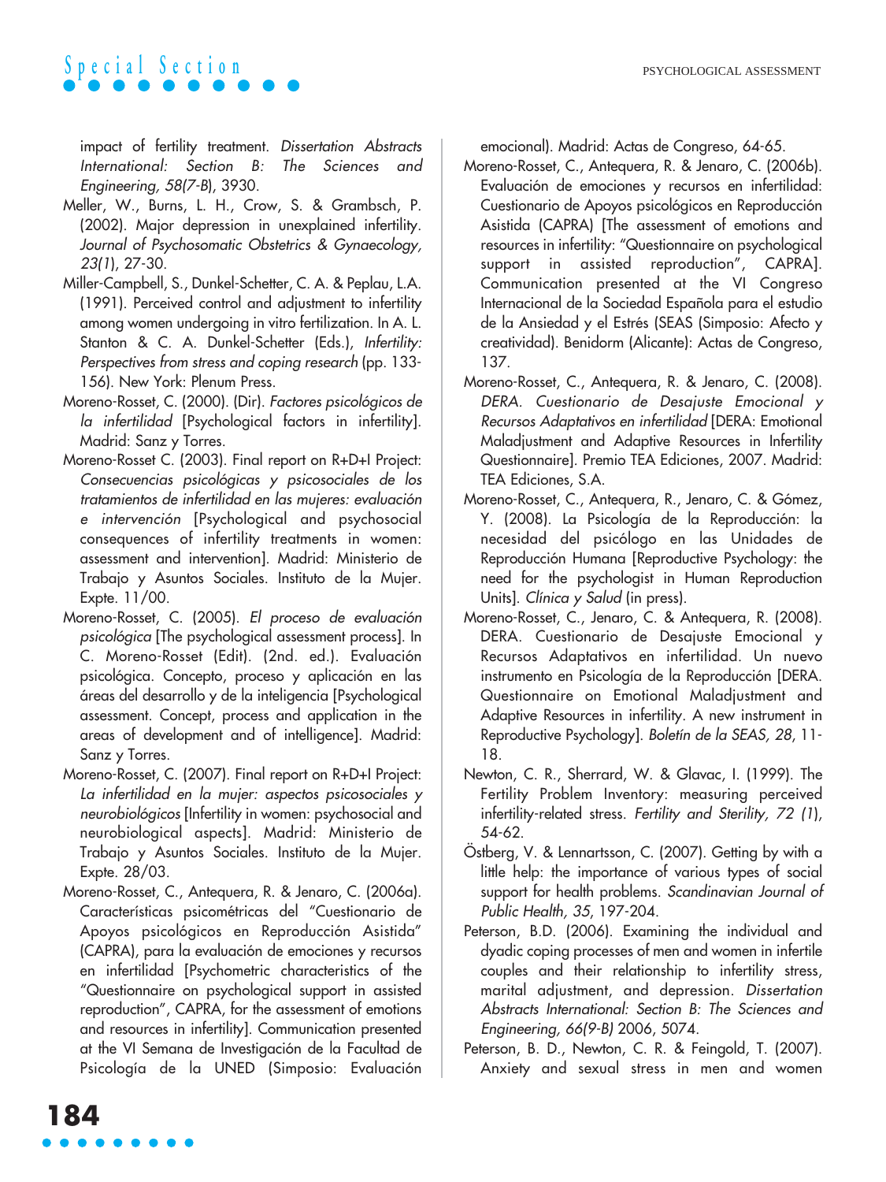impact of fertility treatment. *Dissertation Abstracts International: Section B: The Sciences and Engineering, 58(7-B*), 3930.

Meller, W., Burns, L. H., Crow, S. & Grambsch, P. (2002). Major depression in unexplained infertility. *Journal of Psychosomatic Obstetrics & Gynaecology, 23(1*), 27-30.

Miller-Campbell, S., Dunkel-Schetter, C. A. & Peplau, L.A. (1991). Perceived control and adjustment to infertility among women undergoing in vitro fertilization. In A. L. Stanton & C. A. Dunkel-Schetter (Eds.), *Infertility: Perspectives from stress and coping research* (pp. 133-156). New York: Plenum Press.

Moreno-Rosset, C. (2000). (Dir). *Factores psicológicos de la infertilidad* [Psychological factors in infertility]. Madrid: Sanz y Torres.

Moreno-Rosset C. (2003). Final report on R+D+I Project: *Consecuencias psicológicas y psicosociales de los tratamientos de infertilidad en las mujeres: evaluación e intervención* [Psychological and psychosocial consequences of infertility treatments in women: assessment and intervention]. Madrid: Ministerio de Trabajo y Asuntos Sociales. Instituto de la Mujer. Expte. 11/00.

Moreno-Rosset, C. (2005). *El proceso de evaluación psicológica* [The psychological assessment process]. In C. Moreno-Rosset (Edit). (2nd. ed.). Evaluación psicológica. Concepto, proceso y aplicación en las áreas del desarrollo y de la inteligencia [Psychological assessment. Concept, process and application in the areas of development and of intelligence]. Madrid: Sanz y Torres.

Moreno-Rosset, C. (2007). Final report on R+D+I Project: *La infertilidad en la mujer: aspectos psicosociales y neurobiológicos* [Infertility in women: psychosocial and neurobiological aspects]. Madrid: Ministerio de Trabajo y Asuntos Sociales. Instituto de la Mujer. Expte. 28/03.

Moreno-Rosset, C., Antequera, R. & Jenaro, C. (2006a). Características psicométricas del "Cuestionario de Apoyos psicológicos en Reproducción Asistida" (CAPRA), para la evaluación de emociones y recursos en infertilidad [Psychometric characteristics of the "Questionnaire on psychological support in assisted reproduction", CAPRA, for the assessment of emotions and resources in infertility]. Communication presented at the VI Semana de Investigación de la Facultad de Psicología de la UNED (Simposio: Evaluación emocional). Madrid: Actas de Congreso, 64-65.

Moreno-Rosset, C., Antequera, R. & Jenaro, C. (2006b). Evaluación de emociones y recursos en infertilidad: Cuestionario de Apoyos psicológicos en Reproducción Asistida (CAPRA) [The assessment of emotions and resources in infertility: "Questionnaire on psychological support in assisted reproduction", CAPRA]. Communication presented at the VI Congreso Internacional de la Sociedad Española para el estudio de la Ansiedad y el Estrés (SEAS (Simposio: Afecto y creatividad). Benidorm (Alicante): Actas de Congreso, 137.

Moreno-Rosset, C., Antequera, R. & Jenaro, C. (2008). *DERA. Cuestionario de Desajuste Emocional y Recursos Adaptativos en infertilidad* [DERA: Emotional Maladjustment and Adaptive Resources in Infertility Questionnaire]. Premio TEA Ediciones, 2007. Madrid: TEA Ediciones, S.A.

Moreno-Rosset, C., Antequera, R., Jenaro, C. & Gómez, Y. (2008). La Psicología de la Reproducción: la necesidad del psicólogo en las Unidades de Reproducción Humana [Reproductive Psychology: the need for the psychologist in Human Reproduction Units]. *Clínica y Salud* (in press).

Moreno-Rosset, C., Jenaro, C. & Antequera, R. (2008). DERA. Cuestionario de Desajuste Emocional y Recursos Adaptativos en infertilidad. Un nuevo instrumento en Psicología de la Reproducción [DERA. Questionnaire on Emotional Maladjustment and Adaptive Resources in infertility. A new instrument in Reproductive Psychology]. *Boletín de la SEAS, 28*, 11-18.

Newton, C. R., Sherrard, W. & Glavac, I. (1999). The Fertility Problem Inventory: measuring perceived infertility-related stress. *Fertility and Sterility, 72 (1*), *54-62*.

Östberg, V. & Lennartsson, C. (2007). Getting by with a little help: the importance of various types of social support for health problems. *Scandinavian Journal of Public Health, 35*, 197-204.

Peterson, B.D. (2006). Examining the individual and dyadic coping processes of men and women in infertile couples and their relationship to infertility stress, marital adjustment, and depression. *Dissertation Abstracts International: Section B: The Sciences and Engineering, 66(9-B)* 2006, 5074.

Peterson, B. D., Newton, C. R. & Feingold, T. (2007). Anxiety and sexual stress in men and women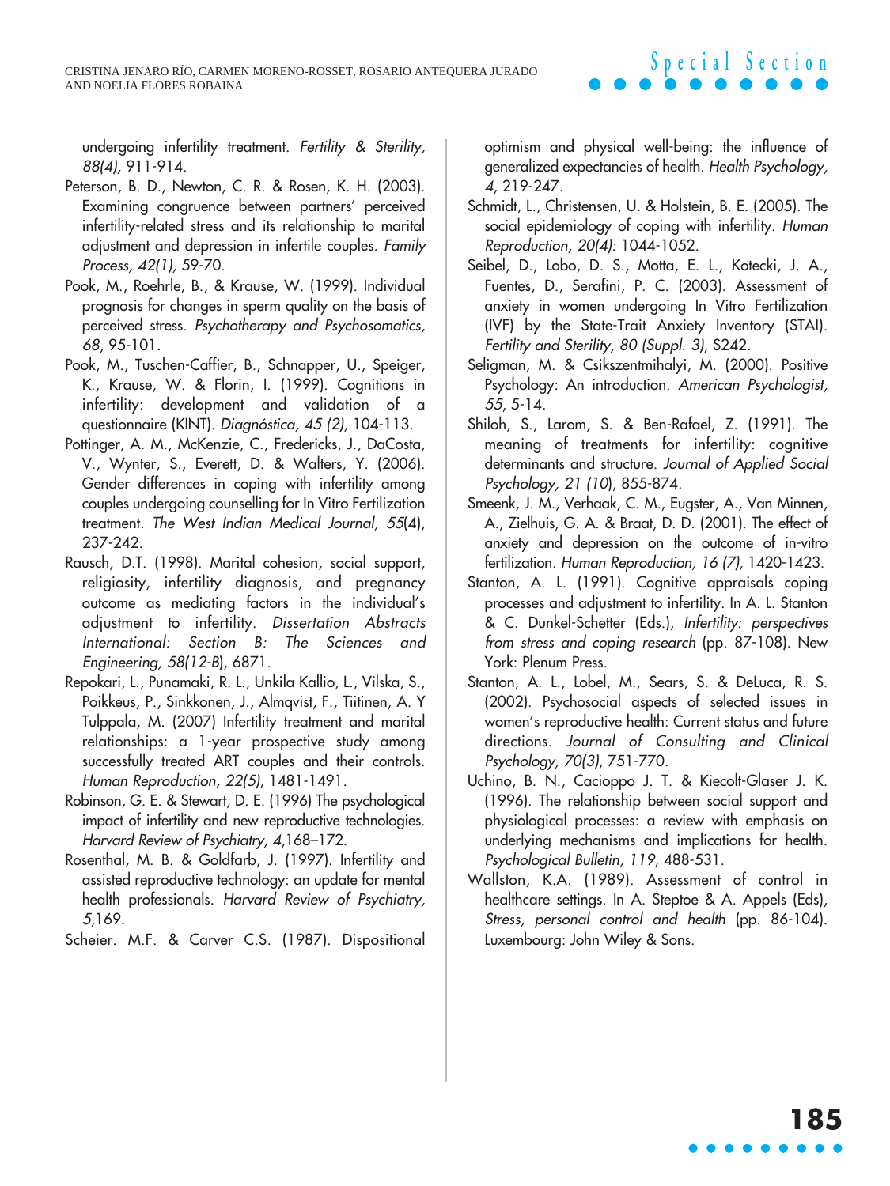undergoing infertility treatment. *Fertility & Sterility, 88(4),* 911-914.

Peterson, B. D., Newton, C. R. & Rosen, K. H. (2003). Examining congruence between partners' perceived infertility-related stress and its relationship to marital adjustment and depression in infertile couples. *Family Process, 42(1), 59-70.*

Pook, M., Roehrle, B., & Krause, W. (1999). Individual prognosis for changes in sperm quality on the basis of perceived stress. *Psychotherapy and Psychosomatics, 68*, 95-101.

Pook, M., Tuschen-Caffier, B., Schnapper, U., Speiger, K., Krause, W. & Florin, I. (1999). Cognitions in infertility: development and validation of a questionnaire (KINT). *Diagnóstica, 45 (2)*, 104-113.

Pottinger, A. M., McKenzie, C., Fredericks, J., DaCosta, V., Wynter, S., Everett, D. & Walters, Y. (2006). Gender differences in coping with infertility among couples undergoing counselling for In Vitro Fertilization treatment. *The West Indian Medical Journal, 55*(4), 237-242.

Rausch, D.T. (1998). Marital cohesion, social support, religiosity, infertility diagnosis, and pregnancy outcome as mediating factors in the individual's adjustment to infertility. *Dissertation Abstracts International: Section B: The Sciences and Engineering, 58(12-B*), 6871.

Repokari, L., Punamaki, R. L., Unkila Kallio, L., Vilska, S., Poikkeus, P., Sinkkonen, J., Almqvist, F., Tiitinen, A. Y Tulppala, M. (2007) Infertility treatment and marital relationships: a 1-year prospective study among successfully treated ART couples and their controls. *Human Reproduction, 22(5)*, 1481-1491.

Robinson, G. E. & Stewart, D. E. (1996) The psychological impact of infertility and new reproductive technologies. *Harvard Review of Psychiatry, 4*,168–172.

Rosenthal, M. B. & Goldfarb, J. (1997). Infertility and assisted reproductive technology: an update for mental health professionals. *Harvard Review of Psychiatry, 5*,169.

Scheier. M.F. & Carver C.S. (1987). Dispositional optimism and physical well-being: the influence of generalized expectancies of health. *Health Psychology, 4*, 219-247.

Schmidt, L., Christensen, U. & Holstein, B. E. (2005). The social epidemiology of coping with infertility. *Human Reproduction, 20(4):* 1044-1052.

Seibel, D., Lobo, D. S., Motta, E. L., Kotecki, J. A., Fuentes, D., Serafini, P. C. (2003). Assessment of anxiety in women undergoing In Vitro Fertilization (IVF) by the State-Trait Anxiety Inventory (STAI). *Fertility and Sterility, 80 (Suppl. 3)*, S242.

Seligman, M. & Csikszentmihalyi, M. (2000). Positive Psychology: An introduction. *American Psychologist, 55*, 5-14.

Shiloh, S., Larom, S. & Ben-Rafael, Z. (1991). The meaning of treatments for infertility: cognitive determinants and structure. *Journal of Applied Social Psychology, 21 (10*), 855-874.

Smeenk, J. M., Verhaak, C. M., Eugster, A., Van Minnen, A., Zielhuis, G. A. & Braat, D. D. (2001). The effect of anxiety and depression on the outcome of in-vitro fertilization. *Human Reproduction, 16 (7)*, 1420-1423.

Stanton, A. L. (1991). Cognitive appraisals coping processes and adjustment to infertility. In A. L. Stanton & C. Dunkel-Schetter (Eds.), *Infertility: perspectives from stress and coping research* (pp. 87-108). New York: Plenum Press.

Stanton, A. L., Lobel, M., Sears, S. & DeLuca, R. S. (2002). Psychosocial aspects of selected issues in women's reproductive health: Current status and future directions. *Journal of Consulting and Clinical Psychology, 70(3)*, 751-770.

Uchino, B. N., Cacioppo J. T. & Kiecolt-Glaser J. K. (1996). The relationship between social support and physiological processes: a review with emphasis on underlying mechanisms and implications for health. *Psychological Bulletin, 119*, 488-531.

Wallston, K.A. (1989). Assessment of control in healthcare settings. In A. Steptoe & A. Appels (Eds), *Stress, personal control and health* (pp. 86-104). Luxembourg: John Wiley & Sons.